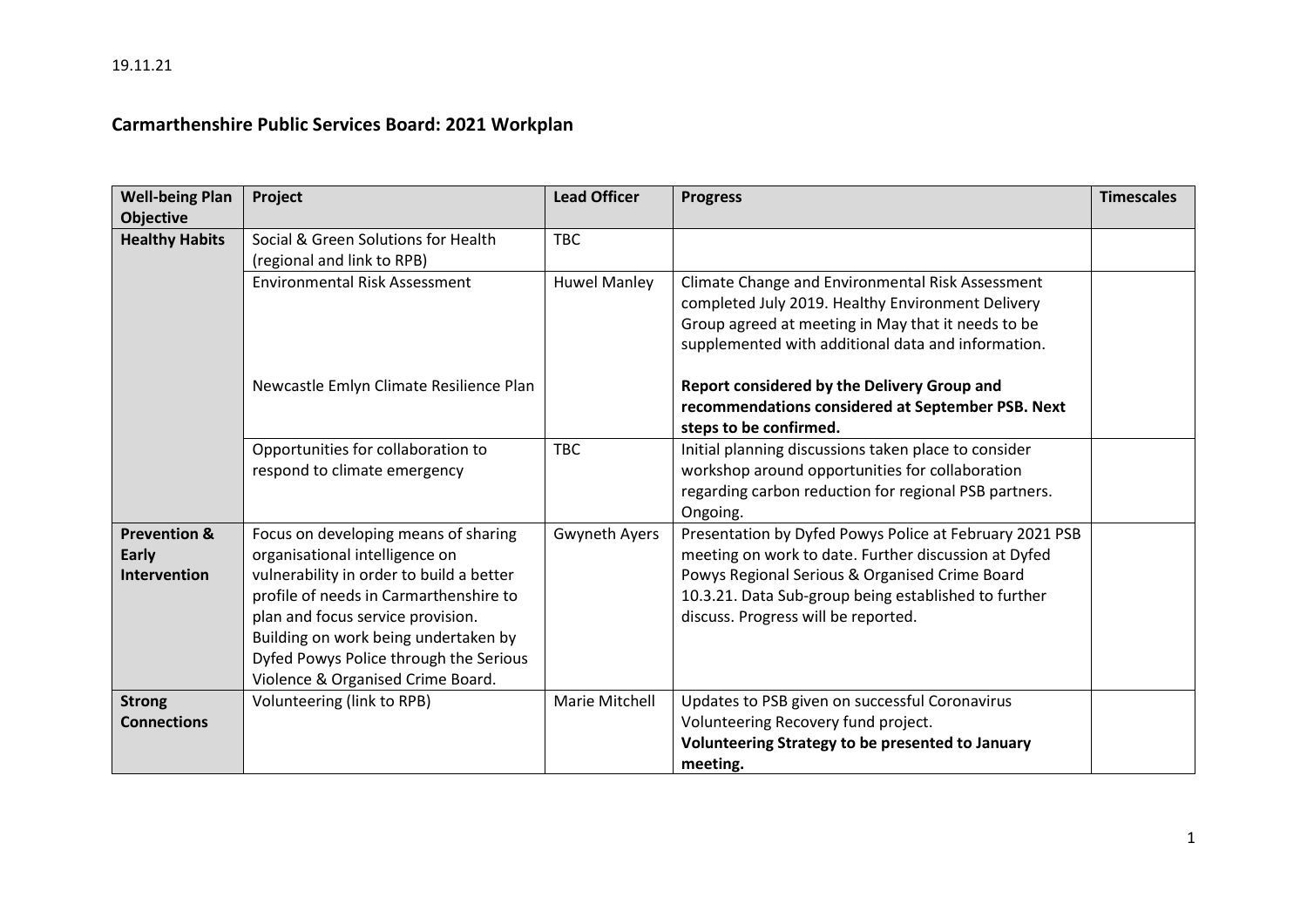19.11.21

# Carmarthenshire Public Services Board: 2021 Workplan

| Well-being Plan Objective | Project | Lead Officer | Progress | Timescales |
|---|---|---|---|---|
| **Healthy Habits** | Social & Green Solutions for Health (regional and link to RPB) | TBC | | |
| | Environmental Risk Assessment<br><br>Newcastle Emlyn Climate Resilience Plan | Huwel Manley | Climate Change and Environmental Risk Assessment completed July 2019. Healthy Environment Delivery Group agreed at meeting in May that it needs to be supplemented with additional data and information.<br><br>**Report considered by the Delivery Group and recommendations considered at September PSB. Next steps to be confirmed.** | |
| | Opportunities for collaboration to respond to climate emergency | TBC | Initial planning discussions taken place to consider workshop around opportunities for collaboration regarding carbon reduction for regional PSB partners. Ongoing. | |
| **Prevention & Early Intervention** | Focus on developing means of sharing organisational intelligence on vulnerability in order to build a better profile of needs in Carmarthenshire to plan and focus service provision. Building on work being undertaken by Dyfed Powys Police through the Serious Violence & Organised Crime Board. | Gwyneth Ayers | Presentation by Dyfed Powys Police at February 2021 PSB meeting on work to date. Further discussion at Dyfed Powys Regional Serious & Organised Crime Board 10.3.21. Data Sub-group being established to further discuss. Progress will be reported. | |
| **Strong Connections** | Volunteering (link to RPB) | Marie Mitchell | Updates to PSB given on successful Coronavirus Volunteering Recovery fund project.<br>**Volunteering Strategy to be presented to January meeting.** | |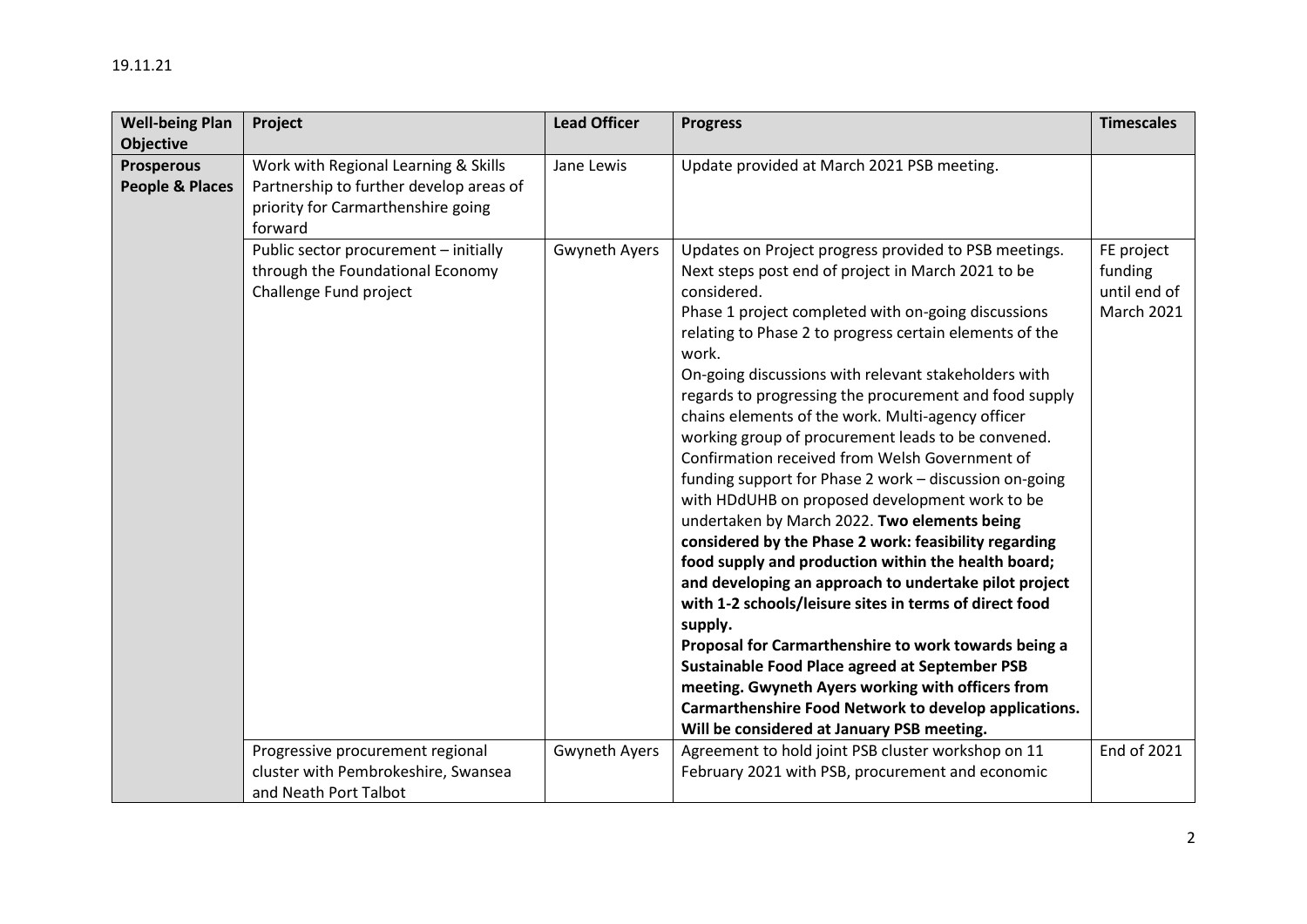19.11.21

| Well-being Plan Objective | Project | Lead Officer | Progress | Timescales |
|---|---|---|---|---|
| **Prosperous People & Places** | Work with Regional Learning & Skills Partnership to further develop areas of priority for Carmarthenshire going forward | Jane Lewis | Update provided at March 2021 PSB meeting. | |
| | Public sector procurement – initially through the Foundational Economy Challenge Fund project | Gwyneth Ayers | Updates on Project progress provided to PSB meetings. Next steps post end of project in March 2021 to be considered.<br>Phase 1 project completed with on-going discussions relating to Phase 2 to progress certain elements of the work.<br>On-going discussions with relevant stakeholders with regards to progressing the procurement and food supply chains elements of the work. Multi-agency officer working group of procurement leads to be convened. Confirmation received from Welsh Government of funding support for Phase 2 work – discussion on-going with HDdUHB on proposed development work to be undertaken by March 2022. **Two elements being considered by the Phase 2 work: feasibility regarding food supply and production within the health board; and developing an approach to undertake pilot project with 1-2 schools/leisure sites in terms of direct food supply.**<br>**Proposal for Carmarthenshire to work towards being a Sustainable Food Place agreed at September PSB meeting. Gwyneth Ayers working with officers from Carmarthenshire Food Network to develop applications. Will be considered at January PSB meeting.** | FE project funding until end of March 2021 |
| | Progressive procurement regional cluster with Pembrokeshire, Swansea and Neath Port Talbot | Gwyneth Ayers | Agreement to hold joint PSB cluster workshop on 11 February 2021 with PSB, procurement and economic | End of 2021 |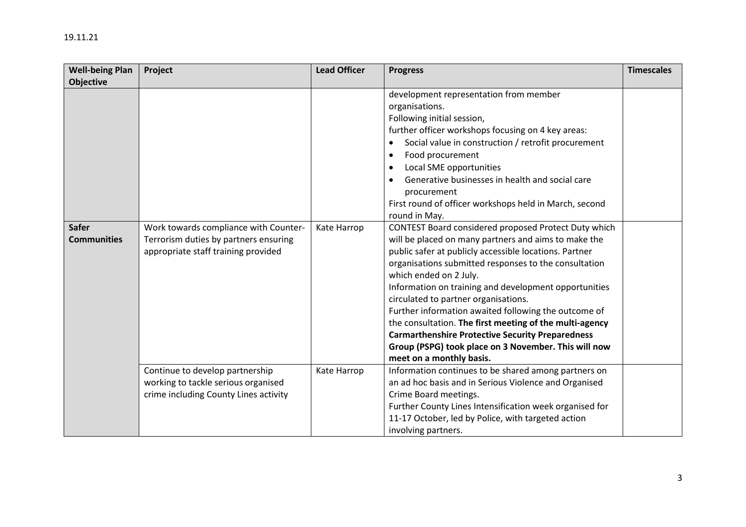19.11.21

| Well-being Plan Objective | Project | Lead Officer | Progress | Timescales |
|---|---|---|---|---|
| | | | development representation from member organisations.<br>Following initial session,<br>further officer workshops focusing on 4 key areas:<br>• Social value in construction / retrofit procurement<br>• Food procurement<br>• Local SME opportunities<br>• Generative businesses in health and social care procurement<br>First round of officer workshops held in March, second round in May. | |
| **Safer Communities** | Work towards compliance with Counter-Terrorism duties by partners ensuring appropriate staff training provided | Kate Harrop | CONTEST Board considered proposed Protect Duty which will be placed on many partners and aims to make the public safer at publicly accessible locations. Partner organisations submitted responses to the consultation which ended on 2 July.<br>Information on training and development opportunities circulated to partner organisations.<br>Further information awaited following the outcome of the consultation. **The first meeting of the multi-agency Carmarthenshire Protective Security Preparedness Group (PSPG) took place on 3 November. This will now meet on a monthly basis.** | |
| | Continue to develop partnership working to tackle serious organised crime including County Lines activity | Kate Harrop | Information continues to be shared among partners on an ad hoc basis and in Serious Violence and Organised Crime Board meetings.<br>Further County Lines Intensification week organised for 11-17 October, led by Police, with targeted action involving partners. | |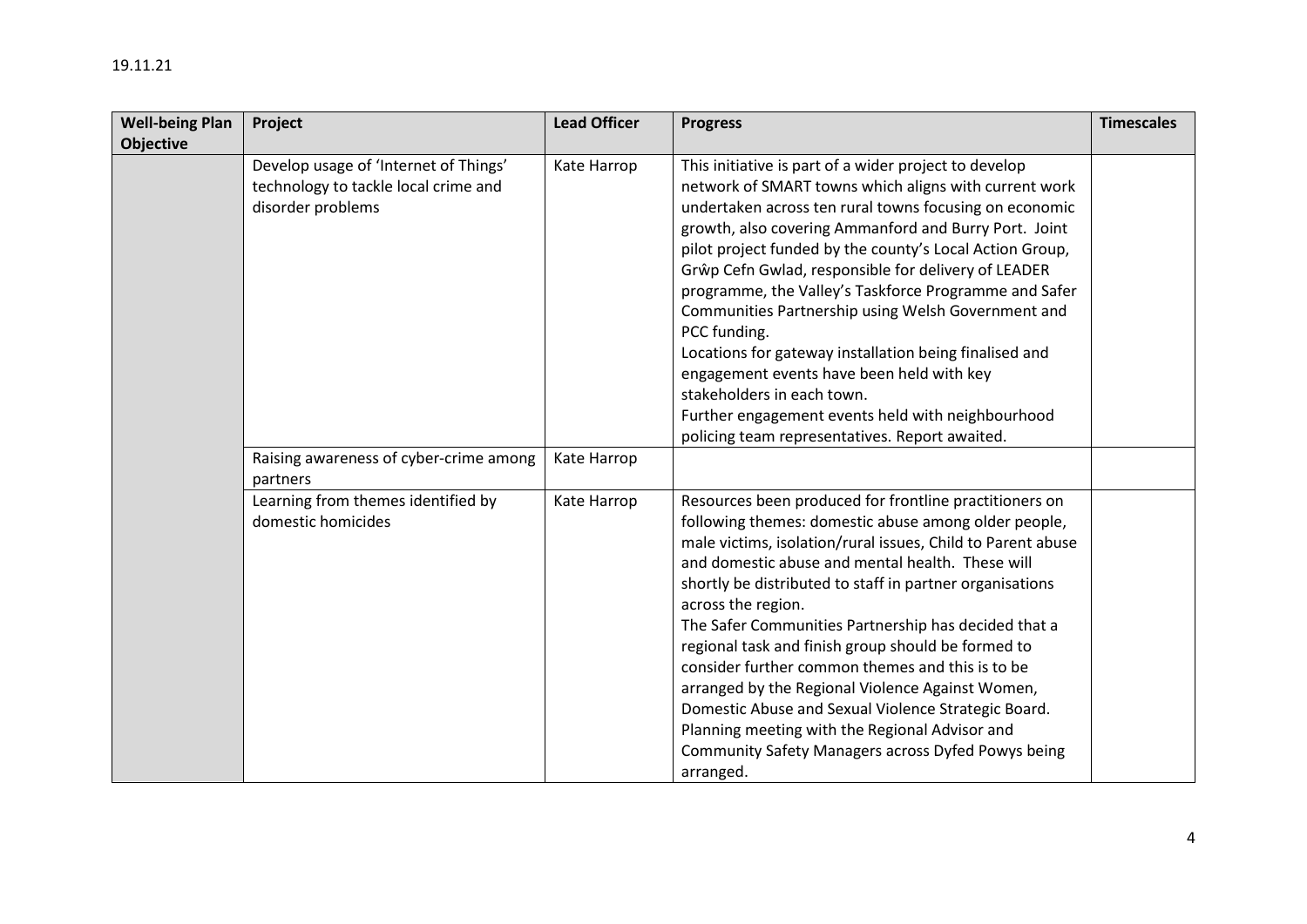19.11.21

| Well-being Plan Objective | Project | Lead Officer | Progress | Timescales |
|---|---|---|---|---|
| | Develop usage of 'Internet of Things' technology to tackle local crime and disorder problems | Kate Harrop | This initiative is part of a wider project to develop network of SMART towns which aligns with current work undertaken across ten rural towns focusing on economic growth, also covering Ammanford and Burry Port. Joint pilot project funded by the county's Local Action Group, Grŵp Cefn Gwlad, responsible for delivery of LEADER programme, the Valley's Taskforce Programme and Safer Communities Partnership using Welsh Government and PCC funding.<br>Locations for gateway installation being finalised and engagement events have been held with key stakeholders in each town.<br>Further engagement events held with neighbourhood policing team representatives. Report awaited. | |
| | Raising awareness of cyber-crime among partners | Kate Harrop | | |
| | Learning from themes identified by domestic homicides | Kate Harrop | Resources been produced for frontline practitioners on following themes: domestic abuse among older people, male victims, isolation/rural issues, Child to Parent abuse and domestic abuse and mental health. These will shortly be distributed to staff in partner organisations across the region.<br>The Safer Communities Partnership has decided that a regional task and finish group should be formed to consider further common themes and this is to be arranged by the Regional Violence Against Women, Domestic Abuse and Sexual Violence Strategic Board. Planning meeting with the Regional Advisor and Community Safety Managers across Dyfed Powys being arranged. | |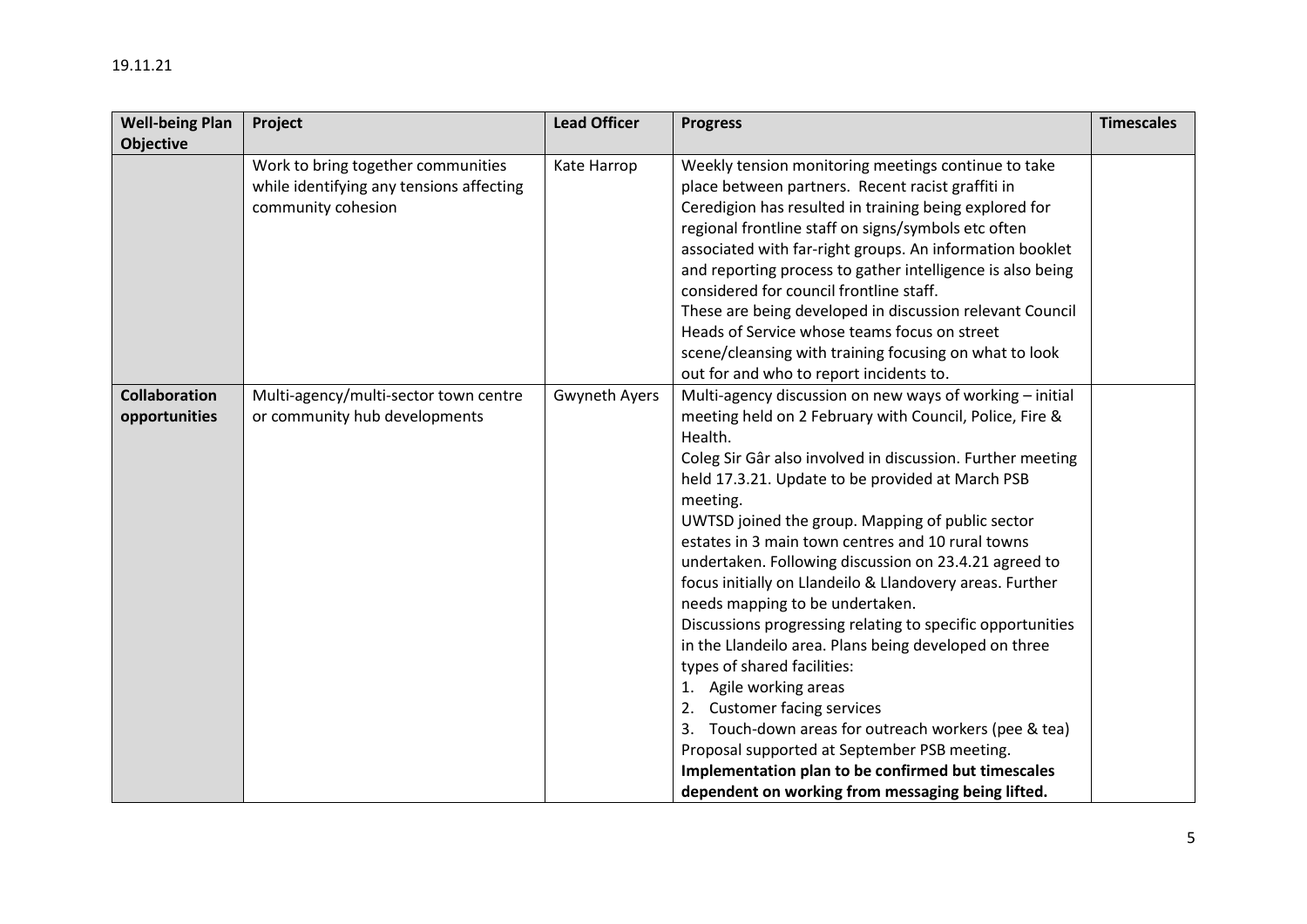19.11.21

| Well-being Plan Objective | Project | Lead Officer | Progress | Timescales |
|---|---|---|---|---|
| | Work to bring together communities while identifying any tensions affecting community cohesion | Kate Harrop | Weekly tension monitoring meetings continue to take place between partners. Recent racist graffiti in Ceredigion has resulted in training being explored for regional frontline staff on signs/symbols etc often associated with far-right groups. An information booklet and reporting process to gather intelligence is also being considered for council frontline staff.<br>These are being developed in discussion relevant Council Heads of Service whose teams focus on street scene/cleansing with training focusing on what to look out for and who to report incidents to. | |
| **Collaboration opportunities** | Multi-agency/multi-sector town centre or community hub developments | Gwyneth Ayers | Multi-agency discussion on new ways of working – initial meeting held on 2 February with Council, Police, Fire & Health.<br>Coleg Sir Gâr also involved in discussion. Further meeting held 17.3.21. Update to be provided at March PSB meeting.<br>UWTSD joined the group. Mapping of public sector estates in 3 main town centres and 10 rural towns undertaken. Following discussion on 23.4.21 agreed to focus initially on Llandeilo & Llandovery areas. Further needs mapping to be undertaken.<br>Discussions progressing relating to specific opportunities in the Llandeilo area. Plans being developed on three types of shared facilities:<br>1. Agile working areas<br>2. Customer facing services<br>3. Touch-down areas for outreach workers (pee & tea)<br>Proposal supported at September PSB meeting.<br>**Implementation plan to be confirmed but timescales dependent on working from messaging being lifted.** | |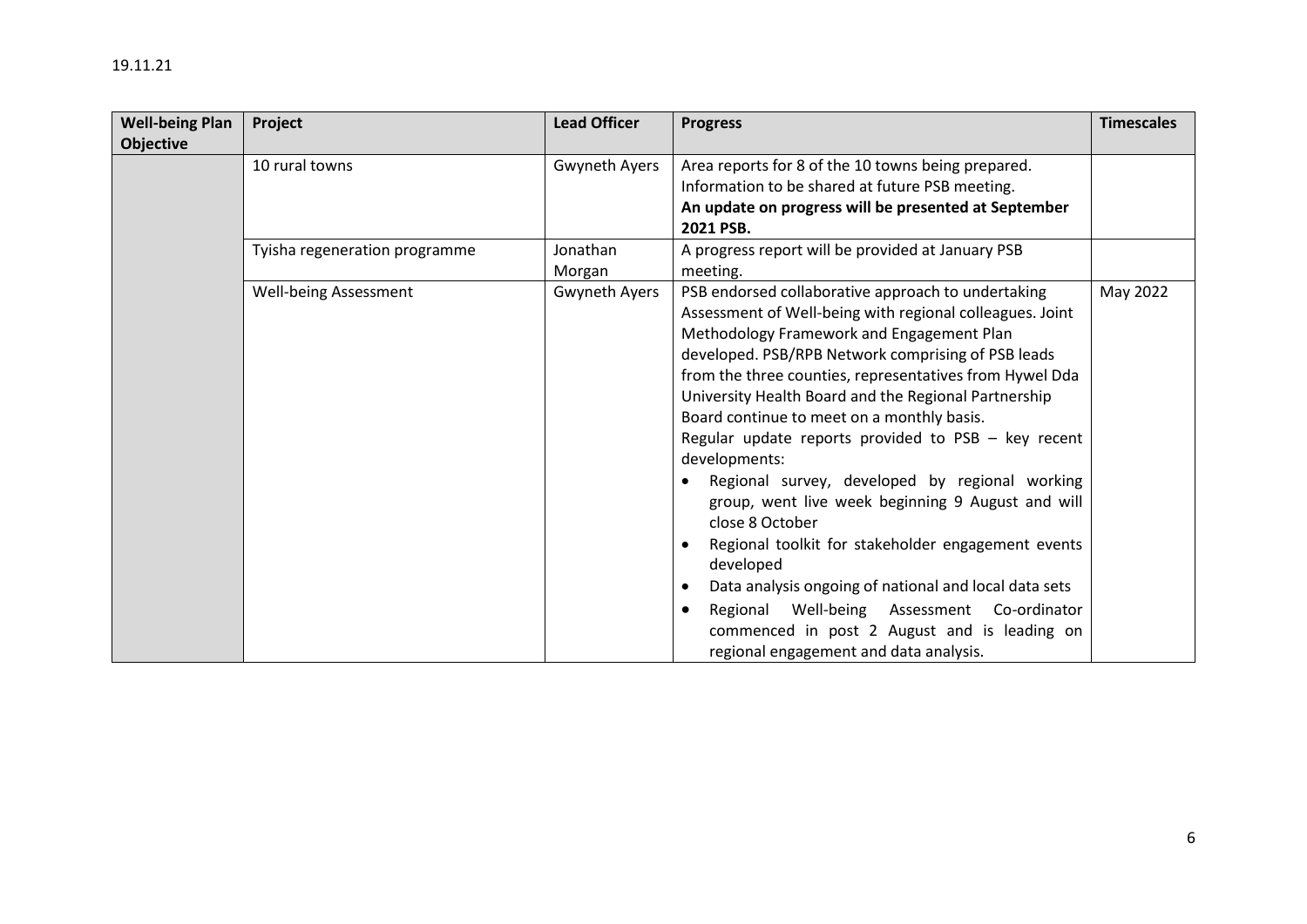19.11.21

| Well-being Plan Objective | Project | Lead Officer | Progress | Timescales |
|---|---|---|---|---|
| | 10 rural towns | Gwyneth Ayers | Area reports for 8 of the 10 towns being prepared. Information to be shared at future PSB meeting. **An update on progress will be presented at September 2021 PSB.** | |
| | Tyisha regeneration programme | Jonathan Morgan | A progress report will be provided at January PSB meeting. | |
| | Well-being Assessment | Gwyneth Ayers | PSB endorsed collaborative approach to undertaking Assessment of Well-being with regional colleagues. Joint Methodology Framework and Engagement Plan developed. PSB/RPB Network comprising of PSB leads from the three counties, representatives from Hywel Dda University Health Board and the Regional Partnership Board continue to meet on a monthly basis.<br>Regular update reports provided to PSB – key recent developments:<br>• Regional survey, developed by regional working group, went live week beginning 9 August and will close 8 October<br>• Regional toolkit for stakeholder engagement events developed<br>• Data analysis ongoing of national and local data sets<br>• Regional Well-being Assessment Co-ordinator commenced in post 2 August and is leading on regional engagement and data analysis. | May 2022 |